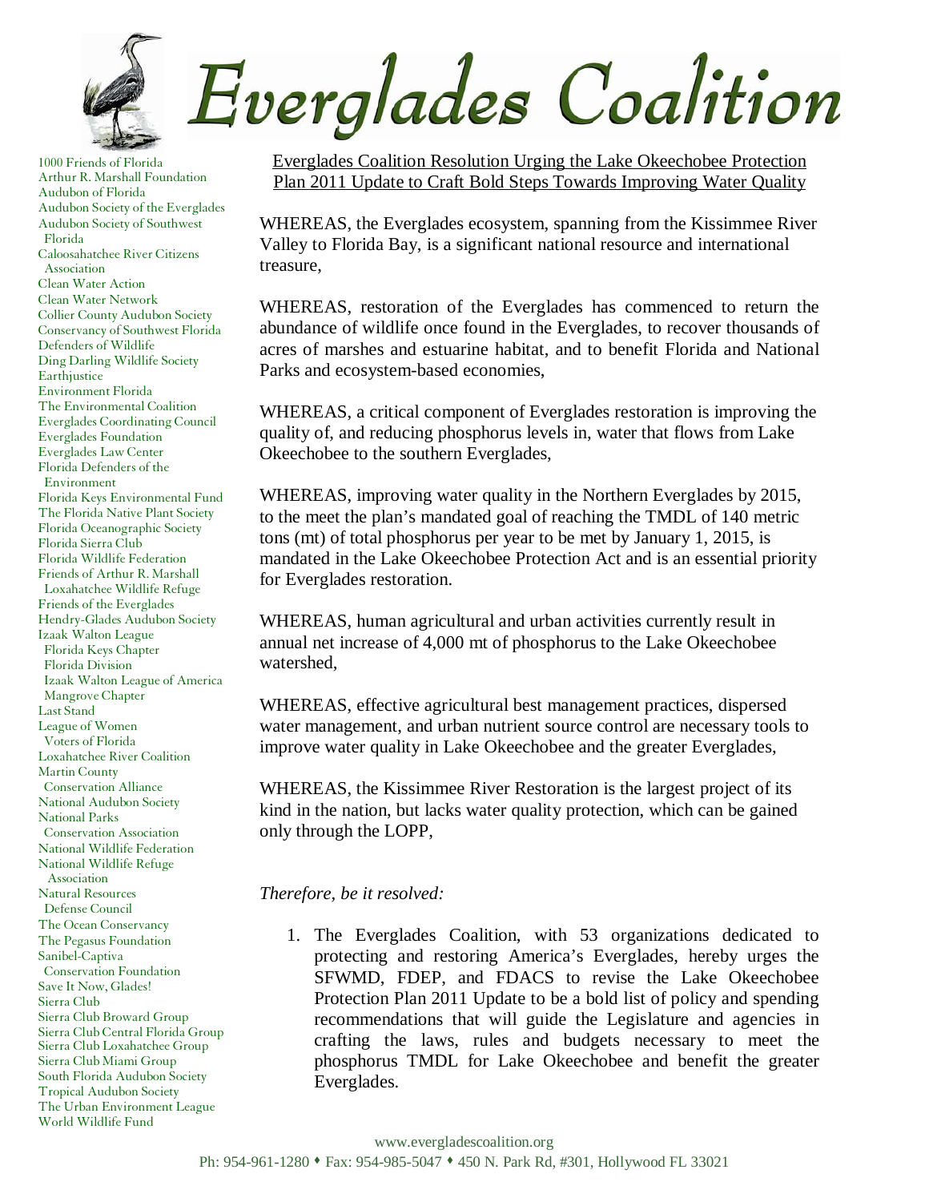# Everglades Coalition

1000 Friends of Florida
Arthur R. Marshall Foundation
Audubon of Florida
Audubon Society of the Everglades
Audubon Society of Southwest Florida
Caloosahatchee River Citizens Association
Clean Water Action
Clean Water Network
Collier County Audubon Society
Conservancy of Southwest Florida
Defenders of Wildlife
Ding Darling Wildlife Society
Earthjustice
Environment Florida
The Environmental Coalition
Everglades Coordinating Council
Everglades Foundation
Everglades Law Center
Florida Defenders of the Environment
Florida Keys Environmental Fund
The Florida Native Plant Society
Florida Oceanographic Society
Florida Sierra Club
Florida Wildlife Federation
Friends of Arthur R. Marshall Loxahatchee Wildlife Refuge
Friends of the Everglades
Hendry-Glades Audubon Society
Izaak Walton League
Florida Keys Chapter
Florida Division
Izaak Walton League of America
Mangrove Chapter
Last Stand
League of Women Voters of Florida
Loxahatchee River Coalition
Martin County Conservation Alliance
National Audubon Society
National Parks Conservation Association
National Wildlife Federation
National Wildlife Refuge Association
Natural Resources Defense Council
The Ocean Conservancy
The Pegasus Foundation
Sanibel-Captiva Conservation Foundation
Save It Now, Glades!
Sierra Club
Sierra Club Broward Group
Sierra Club Central Florida Group
Sierra Club Loxahatchee Group
Sierra Club Miami Group
South Florida Audubon Society
Tropical Audubon Society
The Urban Environment League
World Wildlife Fund

## Everglades Coalition Resolution Urging the Lake Okeechobee Protection Plan 2011 Update to Craft Bold Steps Towards Improving Water Quality

WHEREAS, the Everglades ecosystem, spanning from the Kissimmee River Valley to Florida Bay, is a significant national resource and international treasure,

WHEREAS, restoration of the Everglades has commenced to return the abundance of wildlife once found in the Everglades, to recover thousands of acres of marshes and estuarine habitat, and to benefit Florida and National Parks and ecosystem-based economies,

WHEREAS, a critical component of Everglades restoration is improving the quality of, and reducing phosphorus levels in, water that flows from Lake Okeechobee to the southern Everglades,

WHEREAS, improving water quality in the Northern Everglades by 2015, to the meet the plan's mandated goal of reaching the TMDL of 140 metric tons (mt) of total phosphorus per year to be met by January 1, 2015, is mandated in the Lake Okeechobee Protection Act and is an essential priority for Everglades restoration.

WHEREAS, human agricultural and urban activities currently result in annual net increase of 4,000 mt of phosphorus to the Lake Okeechobee watershed,

WHEREAS, effective agricultural best management practices, dispersed water management, and urban nutrient source control are necessary tools to improve water quality in Lake Okeechobee and the greater Everglades,

WHEREAS, the Kissimmee River Restoration is the largest project of its kind in the nation, but lacks water quality protection, which can be gained only through the LOPP,

*Therefore, be it resolved:*

1. The Everglades Coalition, with 53 organizations dedicated to protecting and restoring America's Everglades, hereby urges the SFWMD, FDEP, and FDACS to revise the Lake Okeechobee Protection Plan 2011 Update to be a bold list of policy and spending recommendations that will guide the Legislature and agencies in crafting the laws, rules and budgets necessary to meet the phosphorus TMDL for Lake Okeechobee and benefit the greater Everglades.

www.evergladescoalition.org
Ph: 954-961-1280 • Fax: 954-985-5047 • 450 N. Park Rd, #301, Hollywood FL 33021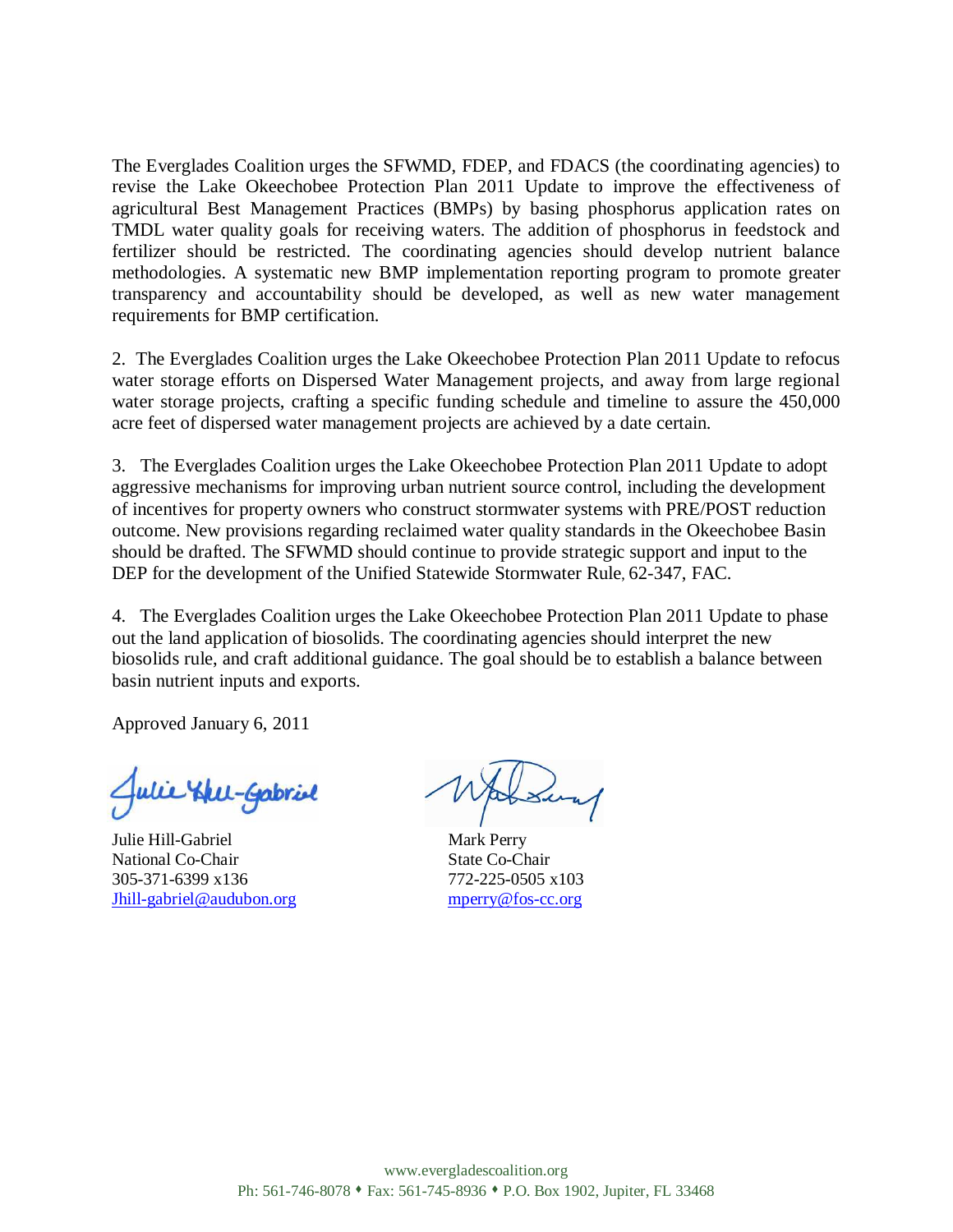The Everglades Coalition urges the SFWMD, FDEP, and FDACS (the coordinating agencies) to revise the Lake Okeechobee Protection Plan 2011 Update to improve the effectiveness of agricultural Best Management Practices (BMPs) by basing phosphorus application rates on TMDL water quality goals for receiving waters. The addition of phosphorus in feedstock and fertilizer should be restricted. The coordinating agencies should develop nutrient balance methodologies. A systematic new BMP implementation reporting program to promote greater transparency and accountability should be developed, as well as new water management requirements for BMP certification.

2. The Everglades Coalition urges the Lake Okeechobee Protection Plan 2011 Update to refocus water storage efforts on Dispersed Water Management projects, and away from large regional water storage projects, crafting a specific funding schedule and timeline to assure the 450,000 acre feet of dispersed water management projects are achieved by a date certain.

3. The Everglades Coalition urges the Lake Okeechobee Protection Plan 2011 Update to adopt aggressive mechanisms for improving urban nutrient source control, including the development of incentives for property owners who construct stormwater systems with PRE/POST reduction outcome. New provisions regarding reclaimed water quality standards in the Okeechobee Basin should be drafted. The SFWMD should continue to provide strategic support and input to the DEP for the development of the Unified Statewide Stormwater Rule, 62-347, FAC.

4. The Everglades Coalition urges the Lake Okeechobee Protection Plan 2011 Update to phase out the land application of biosolids. The coordinating agencies should interpret the new biosolids rule, and craft additional guidance. The goal should be to establish a balance between basin nutrient inputs and exports.

Approved January 6, 2011

| | |
|---|---|
| Julie Hill-Gabriel | Mark Perry |
| National Co-Chair | State Co-Chair |
| 305-371-6399 x136 | 772-225-0505 x103 |
| Jhill-gabriel@audubon.org | mperry@fos-cc.org |

www.evergladescoalition.org
Ph: 561-746-8078 • Fax: 561-745-8936 • P.O. Box 1902, Jupiter, FL 33468